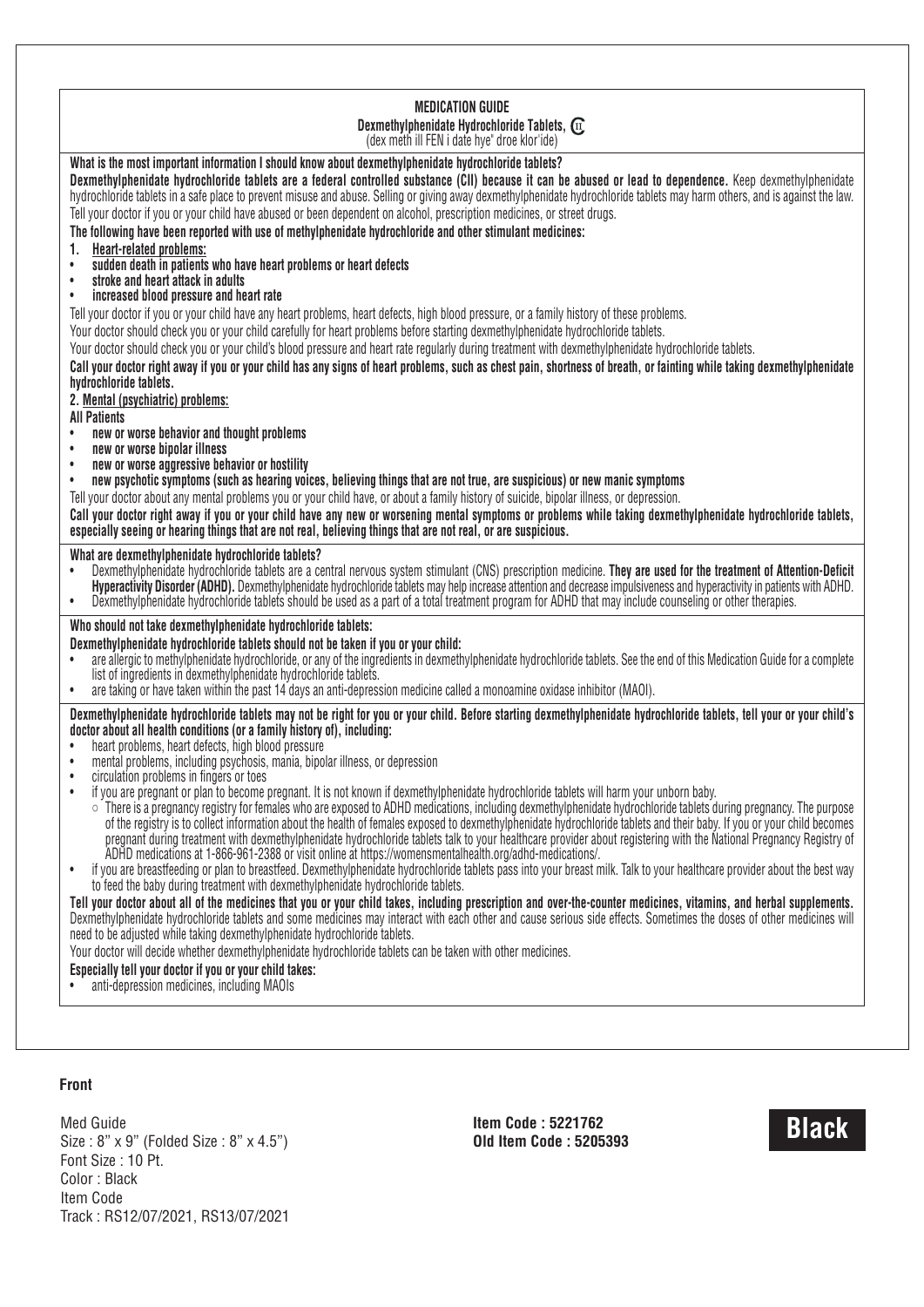# MEDICATION GUIDE

## Dexmethylphenidate Hydrochloride Tablets, CII

(dex meth ill FEN i date hye' droe klor'ide)

**What is the most important information I should know about dexmethylphenidate hydrochloride tablets?**

**Dexmethylphenidate hydrochloride tablets are a federal controlled substance (CII) because it can be abused or lead to dependence.** Keep dexmethylphenidate hydrochloride tablets in a safe place to prevent misuse and abuse. Selling or giving away dexmethylphenidate hydrochloride tablets may harm others, and is against the law. Tell your doctor if you or your child have abused or been dependent on alcohol, prescription medicines, or street drugs.

**The following have been reported with use of methylphenidate hydrochloride and other stimulant medicines:**

**1. Heart-related problems:**

- **sudden death in patients who have heart problems or heart defects**
- **stroke and heart attack in adults**
- **increased blood pressure and heart rate**

Tell your doctor if you or your child have any heart problems, heart defects, high blood pressure, or a family history of these problems.

Your doctor should check you or your child carefully for heart problems before starting dexmethylphenidate hydrochloride tablets.

Your doctor should check you or your child's blood pressure and heart rate regularly during treatment with dexmethylphenidate hydrochloride tablets.

**Call your doctor right away if you or your child has any signs of heart problems, such as chest pain, shortness of breath, or fainting while taking dexmethylphenidate hydrochloride tablets.**

**2. Mental (psychiatric) problems:**

**All Patients**

- **new or worse behavior and thought problems**
- **new or worse bipolar illness**
- **new or worse aggressive behavior or hostility**
- **new psychotic symptoms (such as hearing voices, believing things that are not true, are suspicious) or new manic symptoms**

Tell your doctor about any mental problems you or your child have, or about a family history of suicide, bipolar illness, or depression.

**Call your doctor right away if you or your child have any new or worsening mental symptoms or problems while taking dexmethylphenidate hydrochloride tablets, especially seeing or hearing things that are not real, believing things that are not real, or are suspicious.**

**What are dexmethylphenidate hydrochloride tablets?**

- Dexmethylphenidate hydrochloride tablets are a central nervous system stimulant (CNS) prescription medicine. **They are used for the treatment of Attention-Deficit Hyperactivity Disorder (ADHD).** Dexmethylphenidate hydrochloride tablets may help increase attention and decrease impulsiveness and hyperactivity in patients with ADHD.
- Dexmethylphenidate hydrochloride tablets should be used as a part of a total treatment program for ADHD that may include counseling or other therapies.

**Who should not take dexmethylphenidate hydrochloride tablets:**

**Dexmethylphenidate hydrochloride tablets should not be taken if you or your child:**

- are allergic to methylphenidate hydrochloride, or any of the ingredients in dexmethylphenidate hydrochloride tablets. See the end of this Medication Guide for a complete list of ingredients in dexmethylphenidate hydrochloride tablets.
- are taking or have taken within the past 14 days an anti-depression medicine called a monoamine oxidase inhibitor (MAOI).

**Dexmethylphenidate hydrochloride tablets may not be right for you or your child. Before starting dexmethylphenidate hydrochloride tablets, tell your or your child's doctor about all health conditions (or a family history of), including:**

- heart problems, heart defects, high blood pressure
- mental problems, including psychosis, mania, bipolar illness, or depression
- circulation problems in fingers or toes
- if you are pregnant or plan to become pregnant. It is not known if dexmethylphenidate hydrochloride tablets will harm your unborn baby.
  - There is a pregnancy registry for females who are exposed to ADHD medications, including dexmethylphenidate hydrochloride tablets during pregnancy. The purpose of the registry is to collect information about the health of females exposed to dexmethylphenidate hydrochloride tablets and their baby. If you or your child becomes pregnant during treatment with dexmethylphenidate hydrochloride tablets talk to your healthcare provider about registering with the National Pregnancy Registry of ADHD medications at 1-866-961-2388 or visit online at https://womensmentalhealth.org/adhd-medications/.
- if you are breastfeeding or plan to breastfeed. Dexmethylphenidate hydrochloride tablets pass into your breast milk. Talk to your healthcare provider about the best way to feed the baby during treatment with dexmethylphenidate hydrochloride tablets.

**Tell your doctor about all of the medicines that you or your child takes, including prescription and over-the-counter medicines, vitamins, and herbal supplements.** Dexmethylphenidate hydrochloride tablets and some medicines may interact with each other and cause serious side effects. Sometimes the doses of other medicines will need to be adjusted while taking dexmethylphenidate hydrochloride tablets.

Your doctor will decide whether dexmethylphenidate hydrochloride tablets can be taken with other medicines.

**Especially tell your doctor if you or your child takes:**

- anti-depression medicines, including MAOIs

**Front**

Med Guide
Size : 8" x 9" (Folded Size : 8" x 4.5")
Font Size : 10 Pt.
Color : Black
Item Code
Track : RS12/07/2021, RS13/07/2021

**Item Code : 5221762**
**Old Item Code : 5205393**

**Black**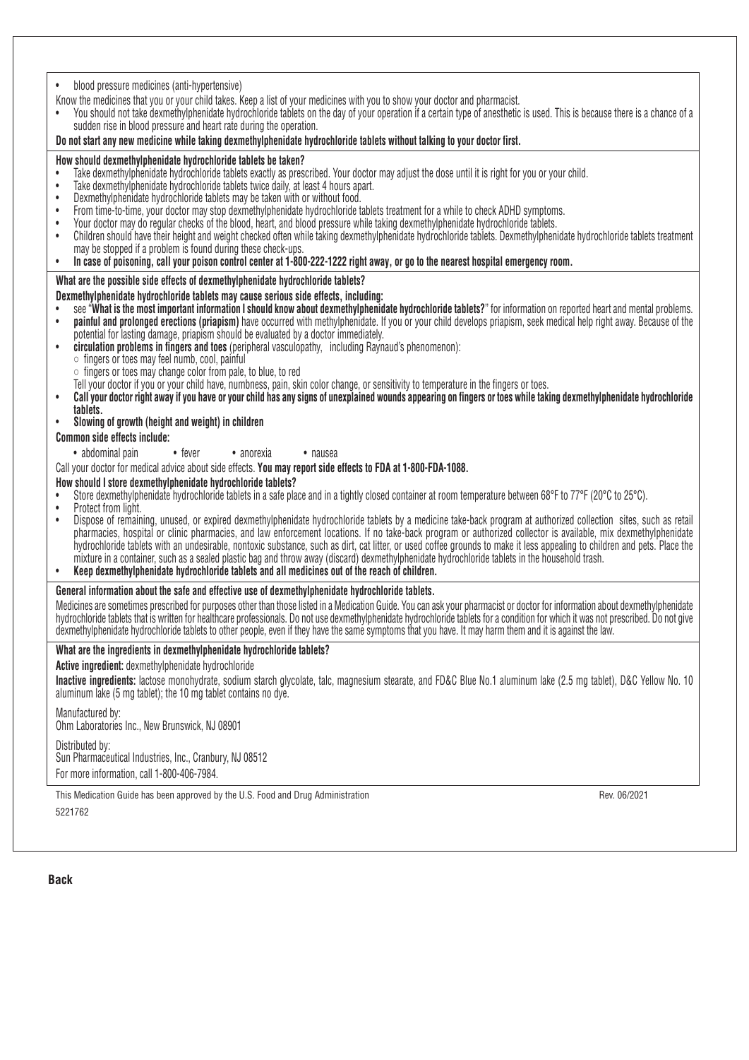- blood pressure medicines (anti-hypertensive)

Know the medicines that you or your child takes. Keep a list of your medicines with you to show your doctor and pharmacist.

- You should not take dexmethylphenidate hydrochloride tablets on the day of your operation if a certain type of anesthetic is used. This is because there is a chance of a sudden rise in blood pressure and heart rate during the operation.

**Do not start any new medicine while taking dexmethylphenidate hydrochloride tablets without talking to your doctor first.**

**How should dexmethylphenidate hydrochloride tablets be taken?**

- Take dexmethylphenidate hydrochloride tablets exactly as prescribed. Your doctor may adjust the dose until it is right for you or your child.
- Take dexmethylphenidate hydrochloride tablets twice daily, at least 4 hours apart.
- Dexmethylphenidate hydrochloride tablets may be taken with or without food.
- From time-to-time, your doctor may stop dexmethylphenidate hydrochloride tablets treatment for a while to check ADHD symptoms.
- Your doctor may do regular checks of the blood, heart, and blood pressure while taking dexmethylphenidate hydrochloride tablets.
- Children should have their height and weight checked often while taking dexmethylphenidate hydrochloride tablets. Dexmethylphenidate hydrochloride tablets treatment may be stopped if a problem is found during these check-ups.
- **In case of poisoning, call your poison control center at 1-800-222-1222 right away, or go to the nearest hospital emergency room.**

**What are the possible side effects of dexmethylphenidate hydrochloride tablets?**

**Dexmethylphenidate hydrochloride tablets may cause serious side effects, including:**

- see "**What is the most important information I should know about dexmethylphenidate hydrochloride tablets?**" for information on reported heart and mental problems.
- **painful and prolonged erections (priapism)** have occurred with methylphenidate. If you or your child develops priapism, seek medical help right away. Because of the potential for lasting damage, priapism should be evaluated by a doctor immediately.
- **circulation problems in fingers and toes** (peripheral vasculopathy, including Raynaud's phenomenon):
  - fingers or toes may feel numb, cool, painful
  - fingers or toes may change color from pale, to blue, to red

  Tell your doctor if you or your child have, numbness, pain, skin color change, or sensitivity to temperature in the fingers or toes.
- **Call your doctor right away if you have or your child has any signs of unexplained wounds appearing on fingers or toes while taking dexmethylphenidate hydrochloride tablets.**
- **Slowing of growth (height and weight) in children**

**Common side effects include:**

- abdominal pain
- fever
- anorexia
- nausea

Call your doctor for medical advice about side effects. **You may report side effects to FDA at 1-800-FDA-1088.**

**How should I store dexmethylphenidate hydrochloride tablets?**

- Store dexmethylphenidate hydrochloride tablets in a safe place and in a tightly closed container at room temperature between 68°F to 77°F (20°C to 25°C).
- Protect from light.
- Dispose of remaining, unused, or expired dexmethylphenidate hydrochloride tablets by a medicine take-back program at authorized collection sites, such as retail pharmacies, hospital or clinic pharmacies, and law enforcement locations. If no take-back program or authorized collector is available, mix dexmethylphenidate hydrochloride tablets with an undesirable, nontoxic substance, such as dirt, cat litter, or used coffee grounds to make it less appealing to children and pets. Place the mixture in a container, such as a sealed plastic bag and throw away (discard) dexmethylphenidate hydrochloride tablets in the household trash.
- **Keep dexmethylphenidate hydrochloride tablets and all medicines out of the reach of children.**

**General information about the safe and effective use of dexmethylphenidate hydrochloride tablets.**

Medicines are sometimes prescribed for purposes other than those listed in a Medication Guide. You can ask your pharmacist or doctor for information about dexmethylphenidate hydrochloride tablets that is written for healthcare professionals. Do not use dexmethylphenidate hydrochloride tablets for a condition for which it was not prescribed. Do not give dexmethylphenidate hydrochloride tablets to other people, even if they have the same symptoms that you have. It may harm them and it is against the law.

**What are the ingredients in dexmethylphenidate hydrochloride tablets?**

**Active ingredient:** dexmethylphenidate hydrochloride

**Inactive ingredients:** lactose monohydrate, sodium starch glycolate, talc, magnesium stearate, and FD&C Blue No.1 aluminum lake (2.5 mg tablet), D&C Yellow No. 10 aluminum lake (5 mg tablet); the 10 mg tablet contains no dye.

Manufactured by:
Ohm Laboratories Inc., New Brunswick, NJ 08901

Distributed by:
Sun Pharmaceutical Industries, Inc., Cranbury, NJ 08512

For more information, call 1-800-406-7984.

This Medication Guide has been approved by the U.S. Food and Drug Administration

Rev. 06/2021

5221762

**Back**